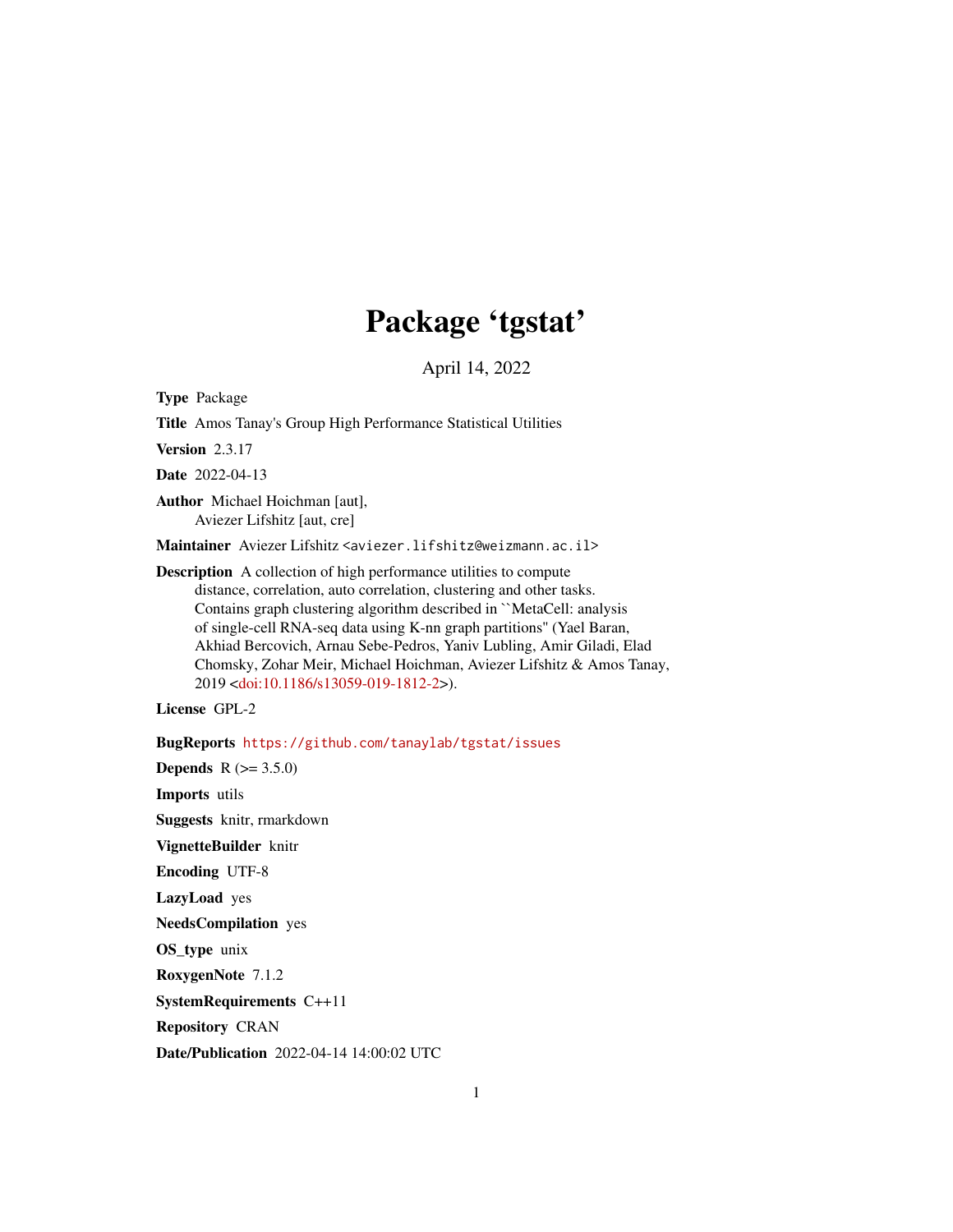# Package 'tgstat'

April 14, 2022

**Type** Package

**Title** Amos Tanay's Group High Performance Statistical Utilities

**Version** 2.3.17

**Date** 2022-04-13

**Author** Michael Hoichman [aut],
Aviezer Lifshitz [aut, cre]

**Maintainer** Aviezer Lifshitz <aviezer.lifshitz@weizmann.ac.il>

**Description** A collection of high performance utilities to compute
distance, correlation, auto correlation, clustering and other tasks.
Contains graph clustering algorithm described in ``MetaCell: analysis
of single-cell RNA-seq data using K-nn graph partitions'' (Yael Baran,
Akhiad Bercovich, Arnau Sebe-Pedros, Yaniv Lubling, Amir Giladi, Elad
Chomsky, Zohar Meir, Michael Hoichman, Aviezer Lifshitz & Amos Tanay,
2019 <doi:10.1186/s13059-019-1812-2>).

**License** GPL-2

**BugReports** https://github.com/tanaylab/tgstat/issues

**Depends** R (>= 3.5.0)

**Imports** utils

**Suggests** knitr, rmarkdown

**VignetteBuilder** knitr

**Encoding** UTF-8

**LazyLoad** yes

**NeedsCompilation** yes

**OS_type** unix

**RoxygenNote** 7.1.2

**SystemRequirements** C++11

**Repository** CRAN

**Date/Publication** 2022-04-14 14:00:02 UTC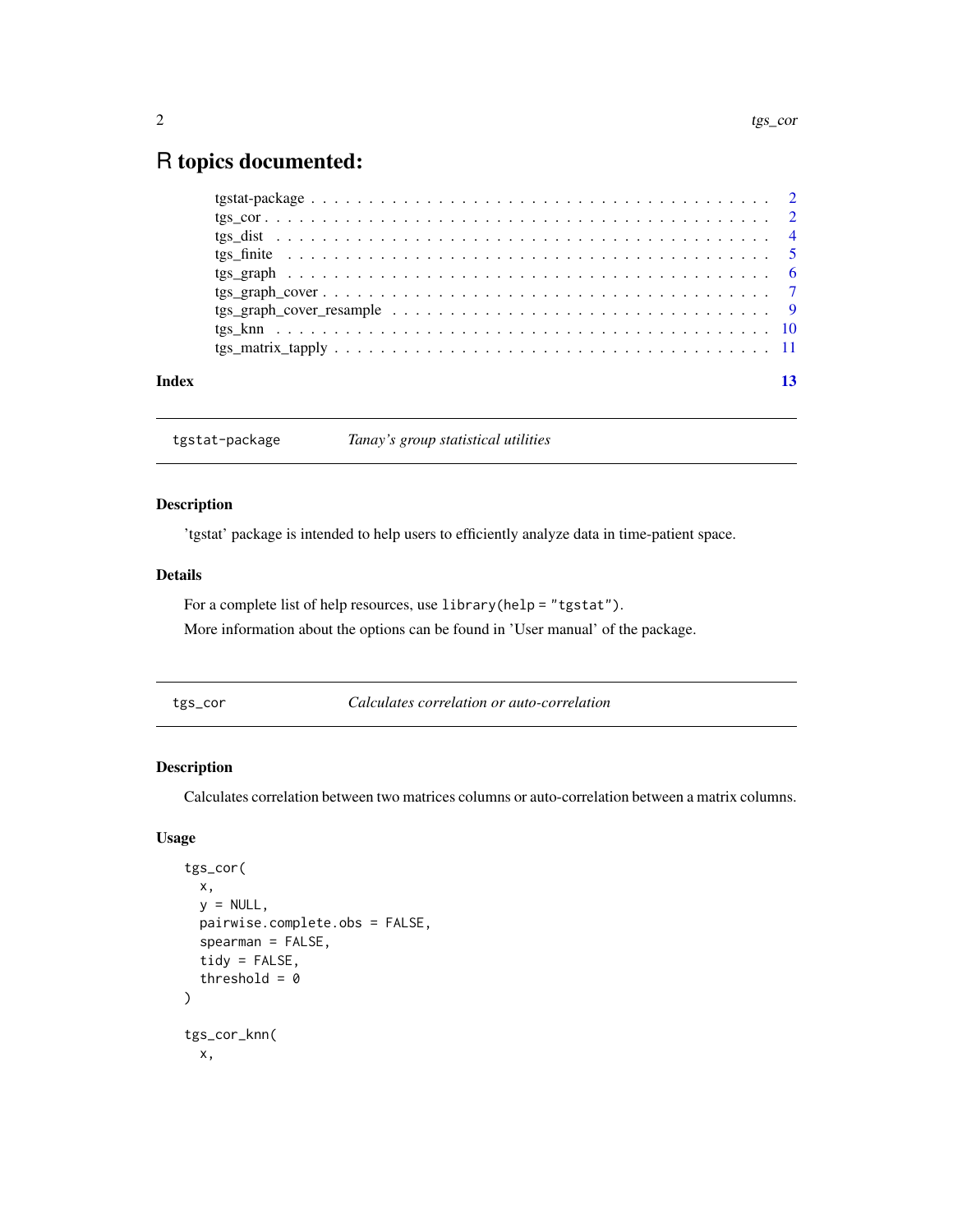# R topics documented:

tgstat-package . . . . . . . . . . . . . . . . . . . . . . . . . . . . . . . . . . . . . . . . . 2
tgs_cor . . . . . . . . . . . . . . . . . . . . . . . . . . . . . . . . . . . . . . . . . . . . 2
tgs_dist . . . . . . . . . . . . . . . . . . . . . . . . . . . . . . . . . . . . . . . . . . . . 4
tgs_finite . . . . . . . . . . . . . . . . . . . . . . . . . . . . . . . . . . . . . . . . . . . 5
tgs_graph . . . . . . . . . . . . . . . . . . . . . . . . . . . . . . . . . . . . . . . . . . . 6
tgs_graph_cover . . . . . . . . . . . . . . . . . . . . . . . . . . . . . . . . . . . . . . . . 7
tgs_graph_cover_resample . . . . . . . . . . . . . . . . . . . . . . . . . . . . . . . . . . . 9
tgs_knn . . . . . . . . . . . . . . . . . . . . . . . . . . . . . . . . . . . . . . . . . . . . 10
tgs_matrix_tapply . . . . . . . . . . . . . . . . . . . . . . . . . . . . . . . . . . . . . . . 11

**Index** **13**

---

`tgstat-package` *Tanay's group statistical utilities*

---

### Description

'tgstat' package is intended to help users to efficiently analyze data in time-patient space.

### Details

For a complete list of help resources, use `library(help = "tgstat")`.

More information about the options can be found in 'User manual' of the package.

---

`tgs_cor` *Calculates correlation or auto-correlation*

---

### Description

Calculates correlation between two matrices columns or auto-correlation between a matrix columns.

### Usage

```
tgs_cor(
  x,
  y = NULL,
  pairwise.complete.obs = FALSE,
  spearman = FALSE,
  tidy = FALSE,
  threshold = 0
)

tgs_cor_knn(
  x,
```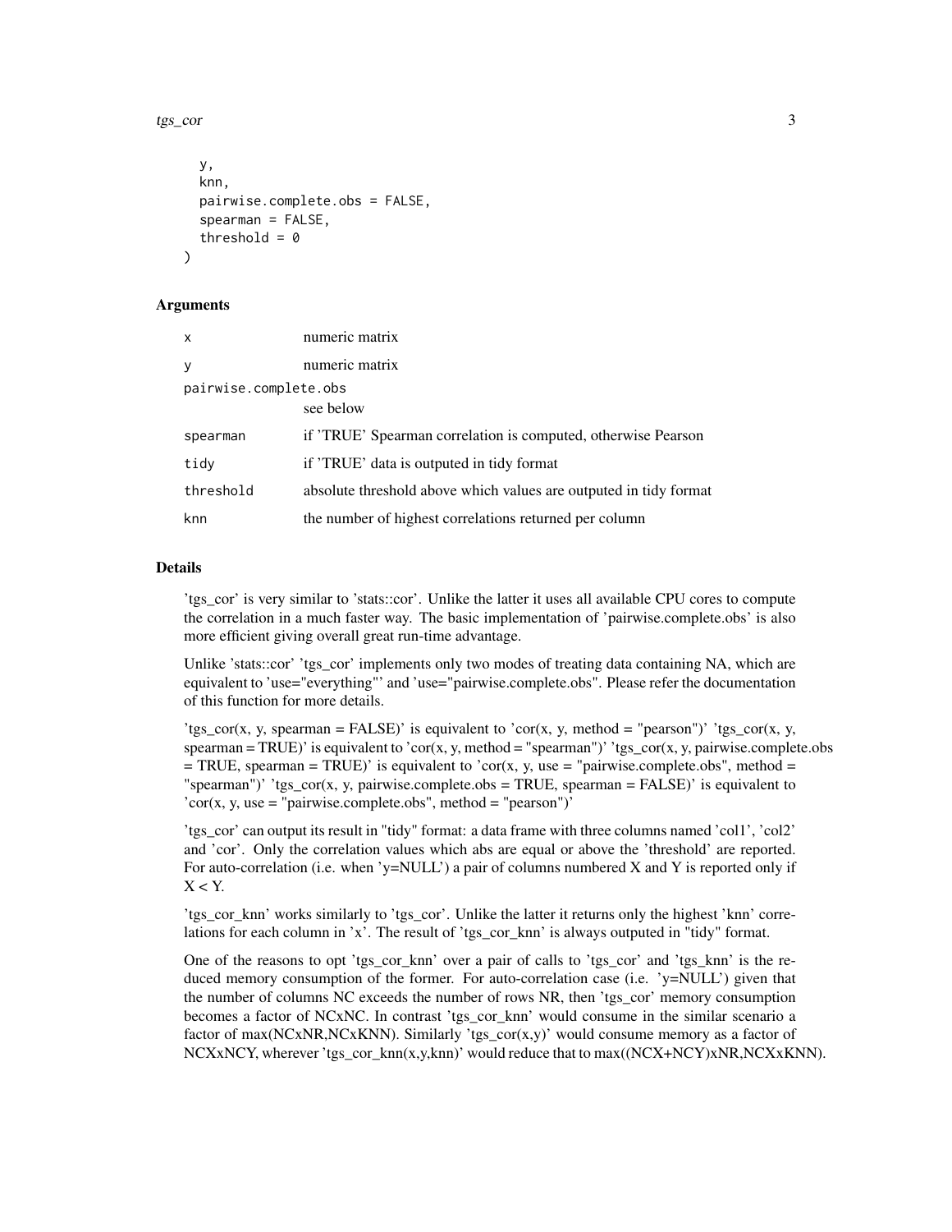```
  y,
  knn,
  pairwise.complete.obs = FALSE,
  spearman = FALSE,
  threshold = 0
)
```

### Arguments

| | |
|---|---|
| x | numeric matrix |
| y | numeric matrix |
| pairwise.complete.obs | see below |
| spearman | if 'TRUE' Spearman correlation is computed, otherwise Pearson |
| tidy | if 'TRUE' data is outputed in tidy format |
| threshold | absolute threshold above which values are outputed in tidy format |
| knn | the number of highest correlations returned per column |

### Details

'tgs_cor' is very similar to 'stats::cor'. Unlike the latter it uses all available CPU cores to compute the correlation in a much faster way. The basic implementation of 'pairwise.complete.obs' is also more efficient giving overall great run-time advantage.

Unlike 'stats::cor' 'tgs_cor' implements only two modes of treating data containing NA, which are equivalent to 'use="everything"' and 'use="pairwise.complete.obs". Please refer the documentation of this function for more details.

'tgs_cor(x, y, spearman = FALSE)' is equivalent to 'cor(x, y, method = "pearson")' 'tgs_cor(x, y, spearman = TRUE)' is equivalent to 'cor(x, y, method = "spearman")' 'tgs_cor(x, y, pairwise.complete.obs = TRUE, spearman = TRUE)' is equivalent to 'cor(x, y, use = "pairwise.complete.obs", method = "spearman")' 'tgs_cor(x, y, pairwise.complete.obs = TRUE, spearman = FALSE)' is equivalent to 'cor(x, y, use = "pairwise.complete.obs", method = "pearson")'

'tgs_cor' can output its result in "tidy" format: a data frame with three columns named 'col1', 'col2' and 'cor'. Only the correlation values which abs are equal or above the 'threshold' are reported. For auto-correlation (i.e. when 'y=NULL') a pair of columns numbered X and Y is reported only if X < Y.

'tgs_cor_knn' works similarly to 'tgs_cor'. Unlike the latter it returns only the highest 'knn' correlations for each column in 'x'. The result of 'tgs_cor_knn' is always outputed in "tidy" format.

One of the reasons to opt 'tgs_cor_knn' over a pair of calls to 'tgs_cor' and 'tgs_knn' is the reduced memory consumption of the former. For auto-correlation case (i.e. 'y=NULL') given that the number of columns NC exceeds the number of rows NR, then 'tgs_cor' memory consumption becomes a factor of NCxNC. In contrast 'tgs_cor_knn' would consume in the similar scenario a factor of max(NCxNR,NCxKNN). Similarly 'tgs_cor(x,y)' would consume memory as a factor of NCXxNCY, wherever 'tgs_cor_knn(x,y,knn)' would reduce that to max((NCX+NCY)xNR,NCXxKNN).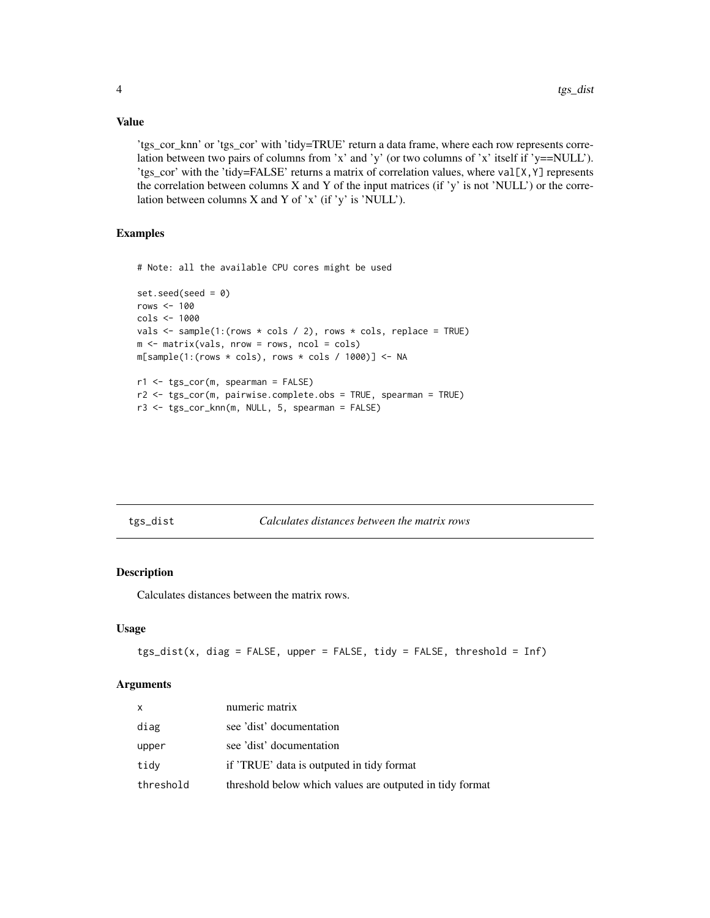### Value

'tgs_cor_knn' or 'tgs_cor' with 'tidy=TRUE' return a data frame, where each row represents correlation between two pairs of columns from 'x' and 'y' (or two columns of 'x' itself if 'y==NULL'). 'tgs_cor' with the 'tidy=FALSE' returns a matrix of correlation values, where `val[X,Y]` represents the correlation between columns X and Y of the input matrices (if 'y' is not 'NULL') or the correlation between columns X and Y of 'x' (if 'y' is 'NULL').

### Examples

```
# Note: all the available CPU cores might be used

set.seed(seed = 0)
rows <- 100
cols <- 1000
vals <- sample(1:(rows * cols / 2), rows * cols, replace = TRUE)
m <- matrix(vals, nrow = rows, ncol = cols)
m[sample(1:(rows * cols), rows * cols / 1000)] <- NA

r1 <- tgs_cor(m, spearman = FALSE)
r2 <- tgs_cor(m, pairwise.complete.obs = TRUE, spearman = TRUE)
r3 <- tgs_cor_knn(m, NULL, 5, spearman = FALSE)
```

---

## tgs_dist — *Calculates distances between the matrix rows*

### Description

Calculates distances between the matrix rows.

### Usage

```
tgs_dist(x, diag = FALSE, upper = FALSE, tidy = FALSE, threshold = Inf)
```

### Arguments

| | |
|---|---|
| `x` | numeric matrix |
| `diag` | see 'dist' documentation |
| `upper` | see 'dist' documentation |
| `tidy` | if 'TRUE' data is outputed in tidy format |
| `threshold` | threshold below which values are outputed in tidy format |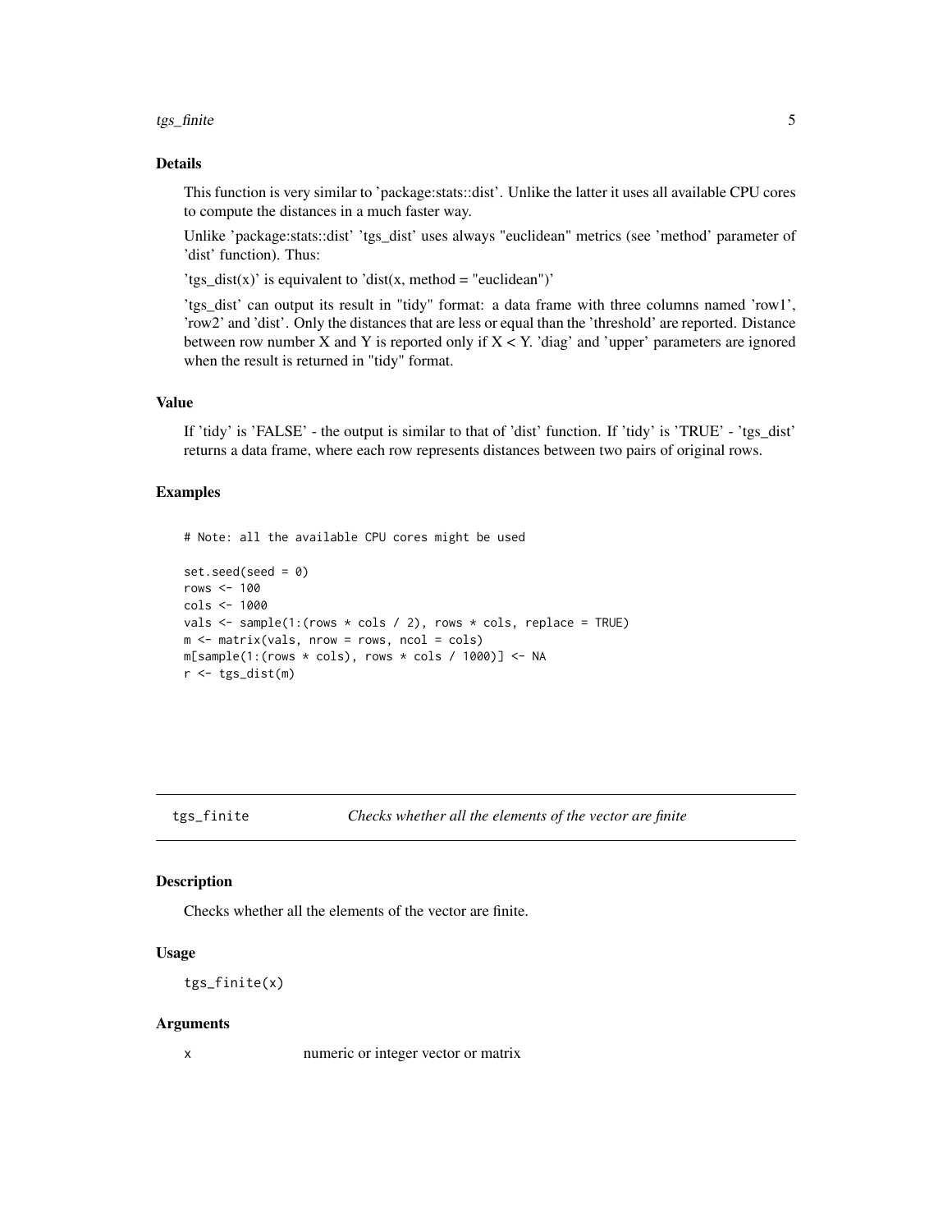### Details

This function is very similar to 'package:stats::dist'. Unlike the latter it uses all available CPU cores to compute the distances in a much faster way.

Unlike 'package:stats::dist' 'tgs_dist' uses always "euclidean" metrics (see 'method' parameter of 'dist' function). Thus:

'tgs_dist(x)' is equivalent to 'dist(x, method = "euclidean")'

'tgs_dist' can output its result in "tidy" format: a data frame with three columns named 'row1', 'row2' and 'dist'. Only the distances that are less or equal than the 'threshold' are reported. Distance between row number X and Y is reported only if X < Y. 'diag' and 'upper' parameters are ignored when the result is returned in "tidy" format.

### Value

If 'tidy' is 'FALSE' - the output is similar to that of 'dist' function. If 'tidy' is 'TRUE' - 'tgs_dist' returns a data frame, where each row represents distances between two pairs of original rows.

### Examples

```
# Note: all the available CPU cores might be used

set.seed(seed = 0)
rows <- 100
cols <- 1000
vals <- sample(1:(rows * cols / 2), rows * cols, replace = TRUE)
m <- matrix(vals, nrow = rows, ncol = cols)
m[sample(1:(rows * cols), rows * cols / 1000)] <- NA
r <- tgs_dist(m)
```

---

## tgs_finite — *Checks whether all the elements of the vector are finite*

### Description

Checks whether all the elements of the vector are finite.

### Usage

```
tgs_finite(x)
```

### Arguments

x — numeric or integer vector or matrix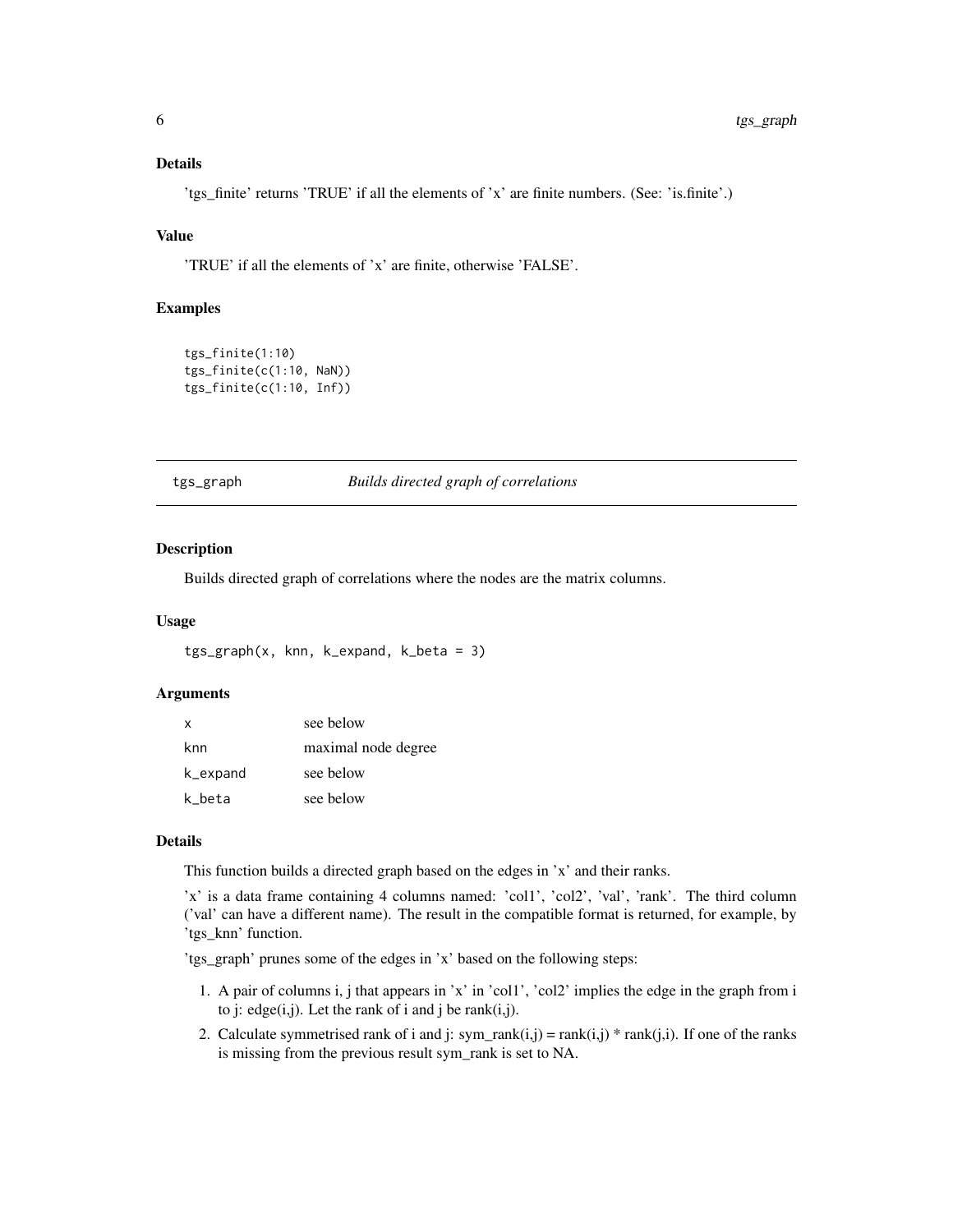### Details

'tgs_finite' returns 'TRUE' if all the elements of 'x' are finite numbers. (See: 'is.finite'.)

### Value

'TRUE' if all the elements of 'x' are finite, otherwise 'FALSE'.

### Examples

```
tgs_finite(1:10)
tgs_finite(c(1:10, NaN))
tgs_finite(c(1:10, Inf))
```

---

## tgs_graph — *Builds directed graph of correlations*

---

### Description

Builds directed graph of correlations where the nodes are the matrix columns.

### Usage

```
tgs_graph(x, knn, k_expand, k_beta = 3)
```

### Arguments

| | |
|---|---|
| x | see below |
| knn | maximal node degree |
| k_expand | see below |
| k_beta | see below |

### Details

This function builds a directed graph based on the edges in 'x' and their ranks.

'x' is a data frame containing 4 columns named: 'col1', 'col2', 'val', 'rank'. The third column ('val' can have a different name). The result in the compatible format is returned, for example, by 'tgs_knn' function.

'tgs_graph' prunes some of the edges in 'x' based on the following steps:

1. A pair of columns i, j that appears in 'x' in 'col1', 'col2' implies the edge in the graph from i to j: edge(i,j). Let the rank of i and j be rank(i,j).
2. Calculate symmetrised rank of i and j: sym_rank(i,j) = rank(i,j) * rank(j,i). If one of the ranks is missing from the previous result sym_rank is set to NA.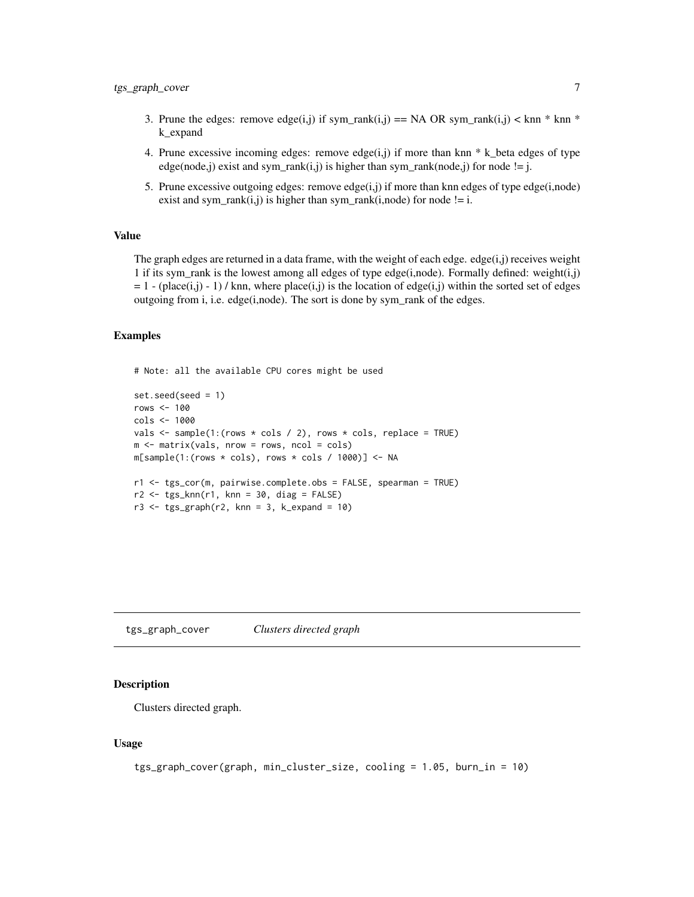3. Prune the edges: remove edge(i,j) if sym_rank(i,j) == NA OR sym_rank(i,j) < knn * knn * k_expand
4. Prune excessive incoming edges: remove edge(i,j) if more than knn * k_beta edges of type edge(node,j) exist and sym_rank(i,j) is higher than sym_rank(node,j) for node != j.
5. Prune excessive outgoing edges: remove edge(i,j) if more than knn edges of type edge(i,node) exist and sym_rank(i,j) is higher than sym_rank(i,node) for node != i.

### Value

The graph edges are returned in a data frame, with the weight of each edge. edge(i,j) receives weight 1 if its sym_rank is the lowest among all edges of type edge(i,node). Formally defined: weight(i,j) = 1 - (place(i,j) - 1) / knn, where place(i,j) is the location of edge(i,j) within the sorted set of edges outgoing from i, i.e. edge(i,node). The sort is done by sym_rank of the edges.

### Examples

```
# Note: all the available CPU cores might be used

set.seed(seed = 1)
rows <- 100
cols <- 1000
vals <- sample(1:(rows * cols / 2), rows * cols, replace = TRUE)
m <- matrix(vals, nrow = rows, ncol = cols)
m[sample(1:(rows * cols), rows * cols / 1000)] <- NA

r1 <- tgs_cor(m, pairwise.complete.obs = FALSE, spearman = TRUE)
r2 <- tgs_knn(r1, knn = 30, diag = FALSE)
r3 <- tgs_graph(r2, knn = 3, k_expand = 10)
```

---

## tgs_graph_cover *Clusters directed graph*

### Description

Clusters directed graph.

### Usage

```
tgs_graph_cover(graph, min_cluster_size, cooling = 1.05, burn_in = 10)
```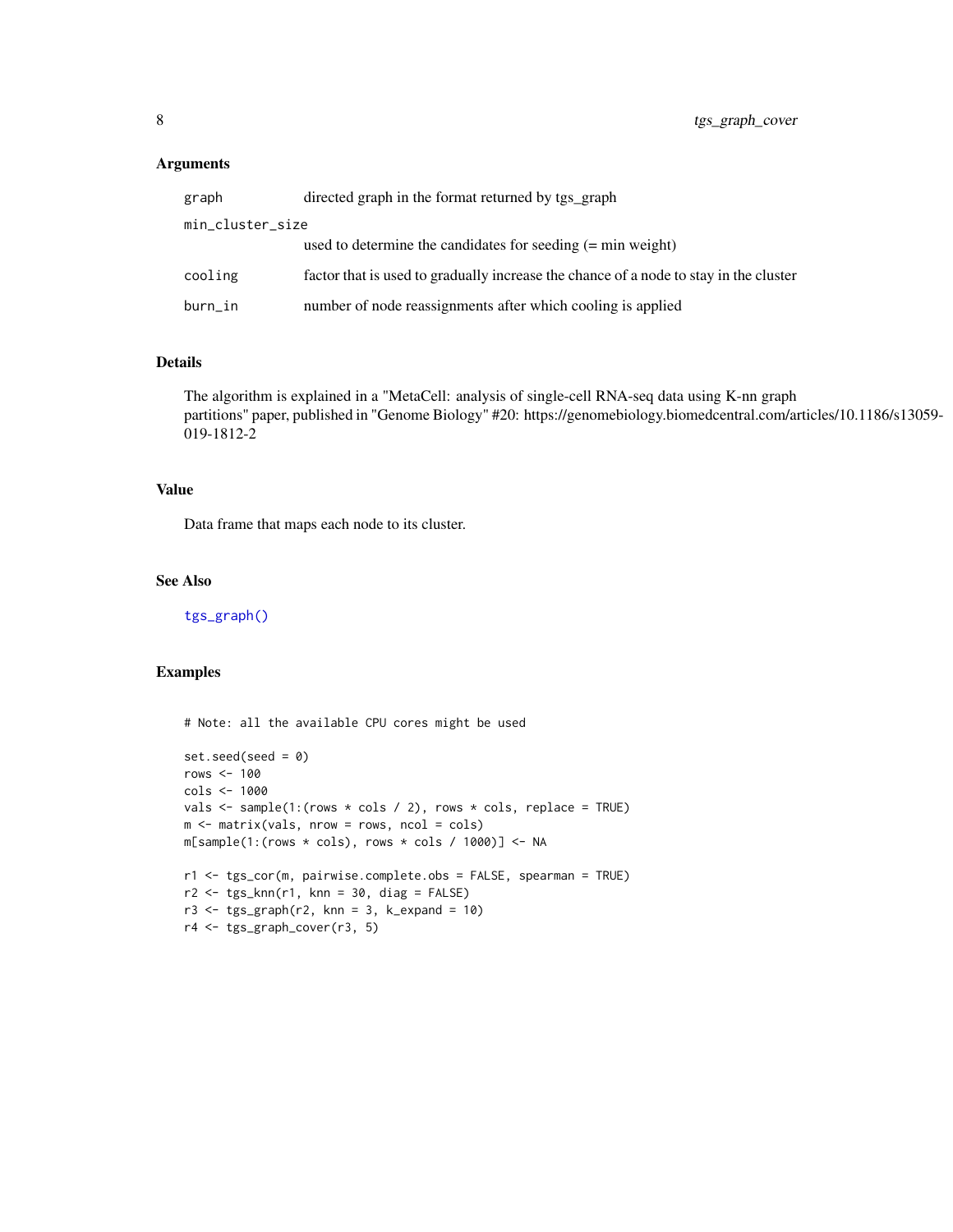## Arguments

| | |
|---|---|
| `graph` | directed graph in the format returned by tgs_graph |
| `min_cluster_size` | used to determine the candidates for seeding (= min weight) |
| `cooling` | factor that is used to gradually increase the chance of a node to stay in the cluster |
| `burn_in` | number of node reassignments after which cooling is applied |

## Details

The algorithm is explained in a "MetaCell: analysis of single-cell RNA-seq data using K-nn graph partitions" paper, published in "Genome Biology" #20: https://genomebiology.biomedcentral.com/articles/10.1186/s13059-019-1812-2

## Value

Data frame that maps each node to its cluster.

## See Also

`tgs_graph()`

## Examples

```
# Note: all the available CPU cores might be used

set.seed(seed = 0)
rows <- 100
cols <- 1000
vals <- sample(1:(rows * cols / 2), rows * cols, replace = TRUE)
m <- matrix(vals, nrow = rows, ncol = cols)
m[sample(1:(rows * cols), rows * cols / 1000)] <- NA

r1 <- tgs_cor(m, pairwise.complete.obs = FALSE, spearman = TRUE)
r2 <- tgs_knn(r1, knn = 30, diag = FALSE)
r3 <- tgs_graph(r2, knn = 3, k_expand = 10)
r4 <- tgs_graph_cover(r3, 5)
```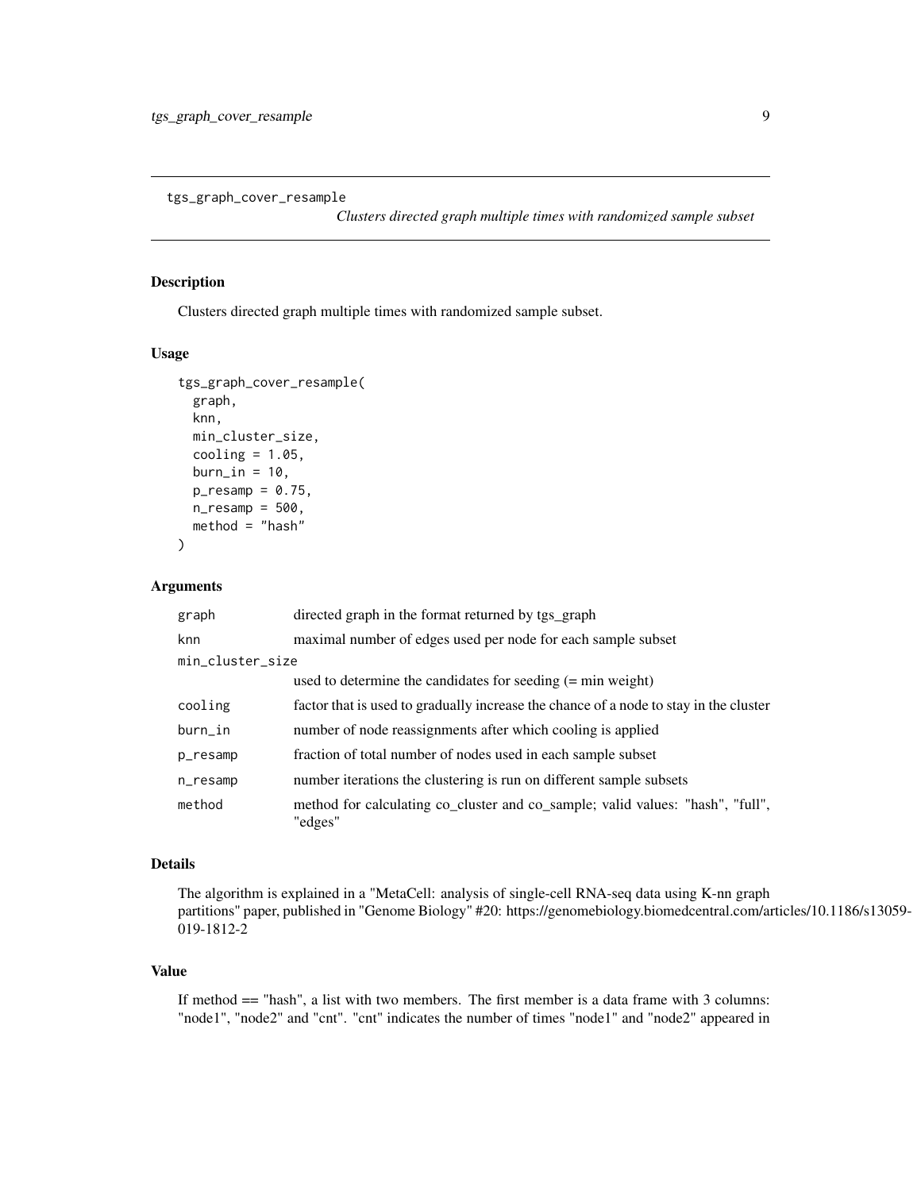## tgs_graph_cover_resample

*Clusters directed graph multiple times with randomized sample subset*

### Description

Clusters directed graph multiple times with randomized sample subset.

### Usage

```
tgs_graph_cover_resample(
  graph,
  knn,
  min_cluster_size,
  cooling = 1.05,
  burn_in = 10,
  p_resamp = 0.75,
  n_resamp = 500,
  method = "hash"
)
```

### Arguments

| | |
|---|---|
| graph | directed graph in the format returned by tgs_graph |
| knn | maximal number of edges used per node for each sample subset |
| min_cluster_size | used to determine the candidates for seeding (= min weight) |
| cooling | factor that is used to gradually increase the chance of a node to stay in the cluster |
| burn_in | number of node reassignments after which cooling is applied |
| p_resamp | fraction of total number of nodes used in each sample subset |
| n_resamp | number iterations the clustering is run on different sample subsets |
| method | method for calculating co_cluster and co_sample; valid values: "hash", "full", "edges" |

### Details

The algorithm is explained in a "MetaCell: analysis of single-cell RNA-seq data using K-nn graph partitions" paper, published in "Genome Biology" #20: https://genomebiology.biomedcentral.com/articles/10.1186/s13059-019-1812-2

### Value

If method == "hash", a list with two members. The first member is a data frame with 3 columns: "node1", "node2" and "cnt". "cnt" indicates the number of times "node1" and "node2" appeared in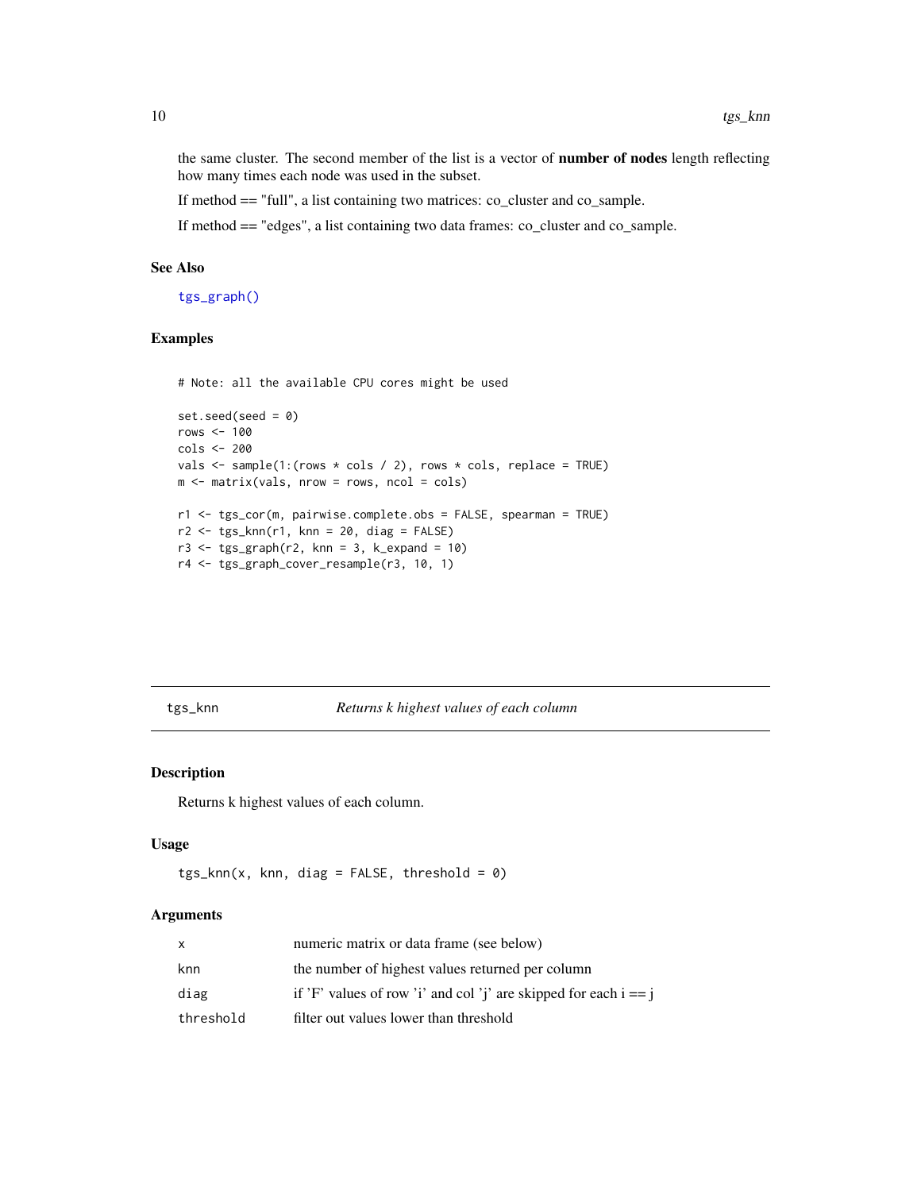the same cluster. The second member of the list is a vector of **number of nodes** length reflecting how many times each node was used in the subset.

If method == "full", a list containing two matrices: co_cluster and co_sample.

If method == "edges", a list containing two data frames: co_cluster and co_sample.

### See Also

`tgs_graph()`

### Examples

```
# Note: all the available CPU cores might be used

set.seed(seed = 0)
rows <- 100
cols <- 200
vals <- sample(1:(rows * cols / 2), rows * cols, replace = TRUE)
m <- matrix(vals, nrow = rows, ncol = cols)

r1 <- tgs_cor(m, pairwise.complete.obs = FALSE, spearman = TRUE)
r2 <- tgs_knn(r1, knn = 20, diag = FALSE)
r3 <- tgs_graph(r2, knn = 3, k_expand = 10)
r4 <- tgs_graph_cover_resample(r3, 10, 1)
```

---

## tgs_knn — *Returns k highest values of each column*

### Description

Returns k highest values of each column.

### Usage

```
tgs_knn(x, knn, diag = FALSE, threshold = 0)
```

### Arguments

| | |
|---|---|
| x | numeric matrix or data frame (see below) |
| knn | the number of highest values returned per column |
| diag | if 'F' values of row 'i' and col 'j' are skipped for each i == j |
| threshold | filter out values lower than threshold |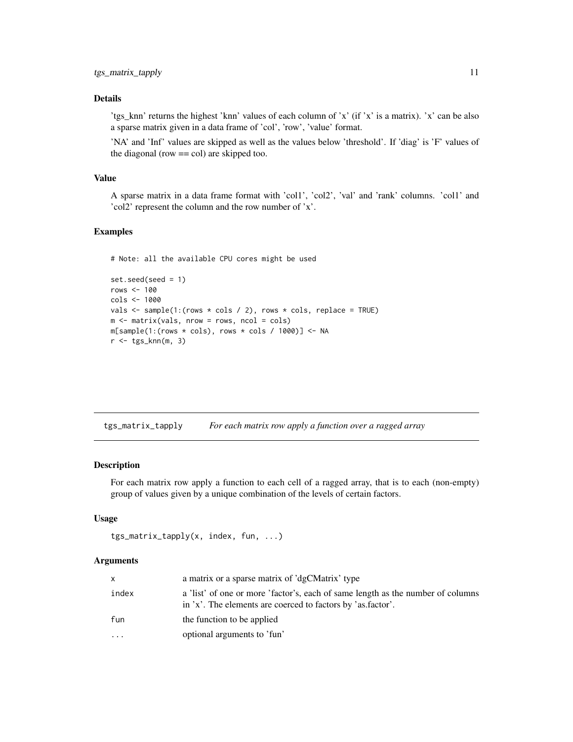### Details

'tgs_knn' returns the highest 'knn' values of each column of 'x' (if 'x' is a matrix). 'x' can be also a sparse matrix given in a data frame of 'col', 'row', 'value' format.

'NA' and 'Inf' values are skipped as well as the values below 'threshold'. If 'diag' is 'F' values of the diagonal (row == col) are skipped too.

### Value

A sparse matrix in a data frame format with 'col1', 'col2', 'val' and 'rank' columns. 'col1' and 'col2' represent the column and the row number of 'x'.

### Examples

```
# Note: all the available CPU cores might be used

set.seed(seed = 1)
rows <- 100
cols <- 1000
vals <- sample(1:(rows * cols / 2), rows * cols, replace = TRUE)
m <- matrix(vals, nrow = rows, ncol = cols)
m[sample(1:(rows * cols), rows * cols / 1000)] <- NA
r <- tgs_knn(m, 3)
```

---

## tgs_matrix_tapply *For each matrix row apply a function over a ragged array*

### Description

For each matrix row apply a function to each cell of a ragged array, that is to each (non-empty) group of values given by a unique combination of the levels of certain factors.

### Usage

```
tgs_matrix_tapply(x, index, fun, ...)
```

### Arguments

| | |
|---|---|
| x | a matrix or a sparse matrix of 'dgCMatrix' type |
| index | a 'list' of one or more 'factor's, each of same length as the number of columns in 'x'. The elements are coerced to factors by 'as.factor'. |
| fun | the function to be applied |
| ... | optional arguments to 'fun' |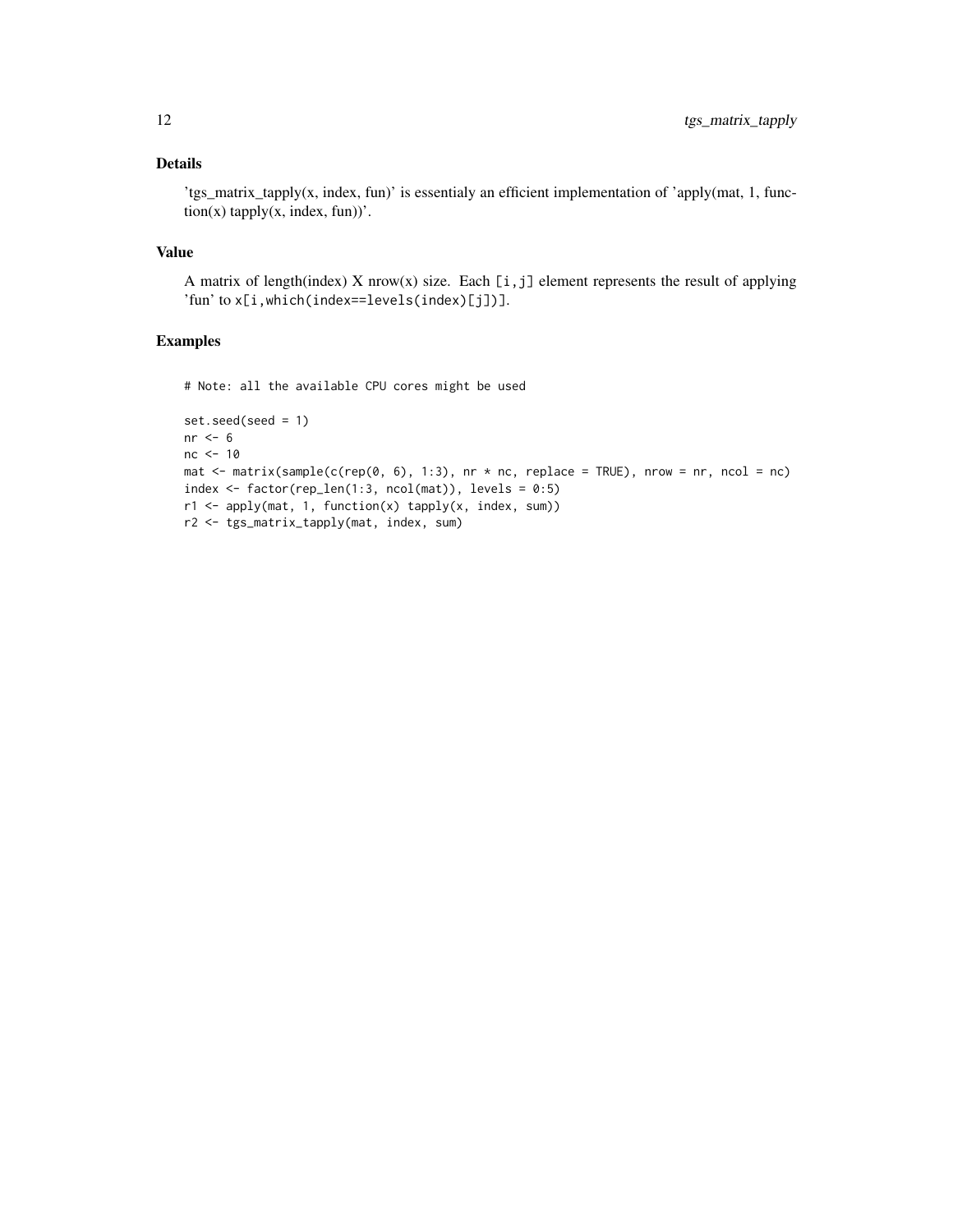## Details

'tgs_matrix_tapply(x, index, fun)' is essentialy an efficient implementation of 'apply(mat, 1, function(x) tapply(x, index, fun))'.

## Value

A matrix of length(index) X nrow(x) size. Each `[i,j]` element represents the result of applying 'fun' to `x[i,which(index==levels(index)[j])]`.

## Examples

```
# Note: all the available CPU cores might be used

set.seed(seed = 1)
nr <- 6
nc <- 10
mat <- matrix(sample(c(rep(0, 6), 1:3), nr * nc, replace = TRUE), nrow = nr, ncol = nc)
index <- factor(rep_len(1:3, ncol(mat)), levels = 0:5)
r1 <- apply(mat, 1, function(x) tapply(x, index, sum))
r2 <- tgs_matrix_tapply(mat, index, sum)
```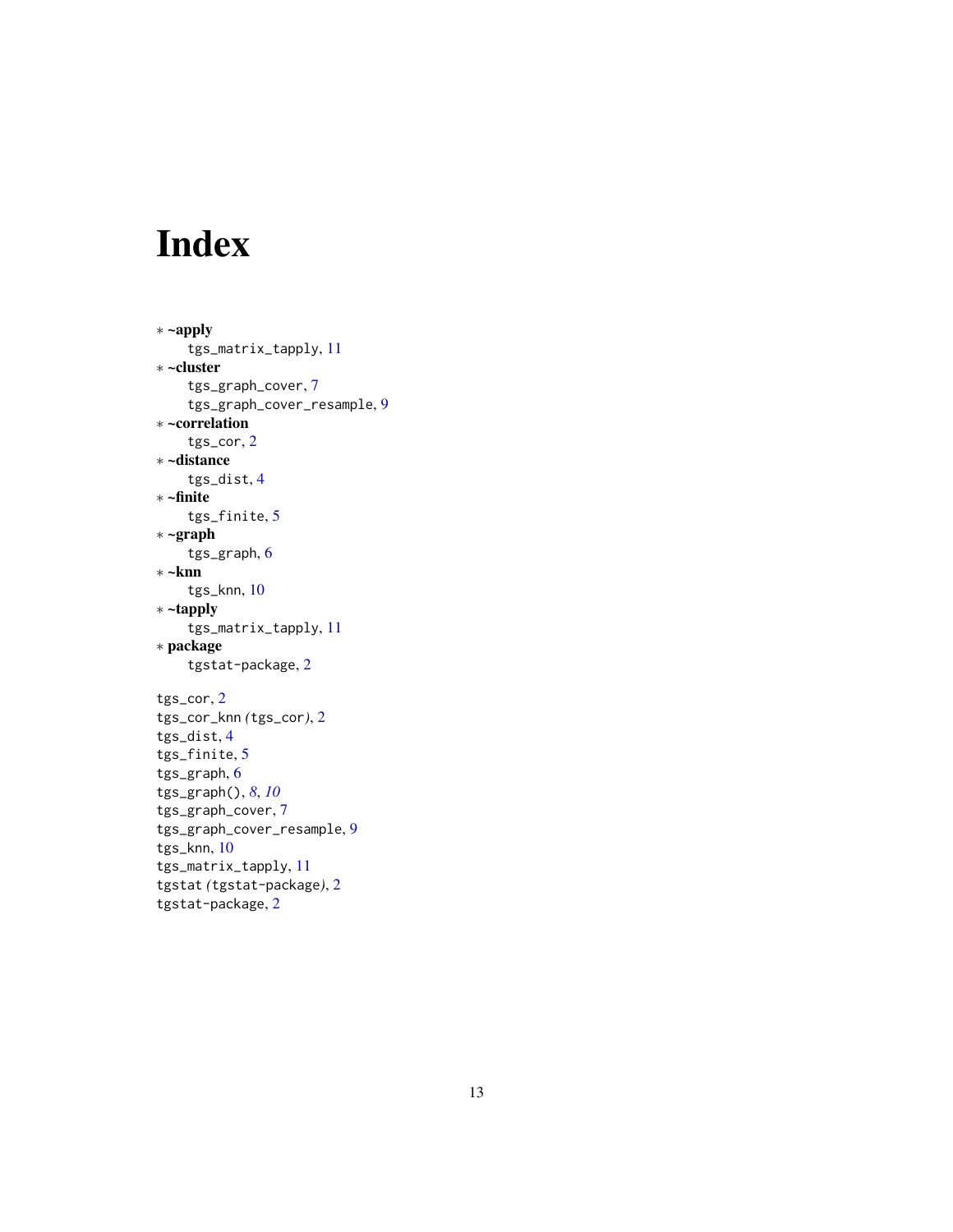# Index

* **~apply**
    tgs_matrix_tapply, 11
* **~cluster**
    tgs_graph_cover, 7
    tgs_graph_cover_resample, 9
* **~correlation**
    tgs_cor, 2
* **~distance**
    tgs_dist, 4
* **~finite**
    tgs_finite, 5
* **~graph**
    tgs_graph, 6
* **~knn**
    tgs_knn, 10
* **~tapply**
    tgs_matrix_tapply, 11
* **package**
    tgstat-package, 2

tgs_cor, 2
tgs_cor_knn *(*tgs_cor*)*, 2
tgs_dist, 4
tgs_finite, 5
tgs_graph, 6
tgs_graph(), *8*, *10*
tgs_graph_cover, 7
tgs_graph_cover_resample, 9
tgs_knn, 10
tgs_matrix_tapply, 11
tgstat *(*tgstat-package*)*, 2
tgstat-package, 2